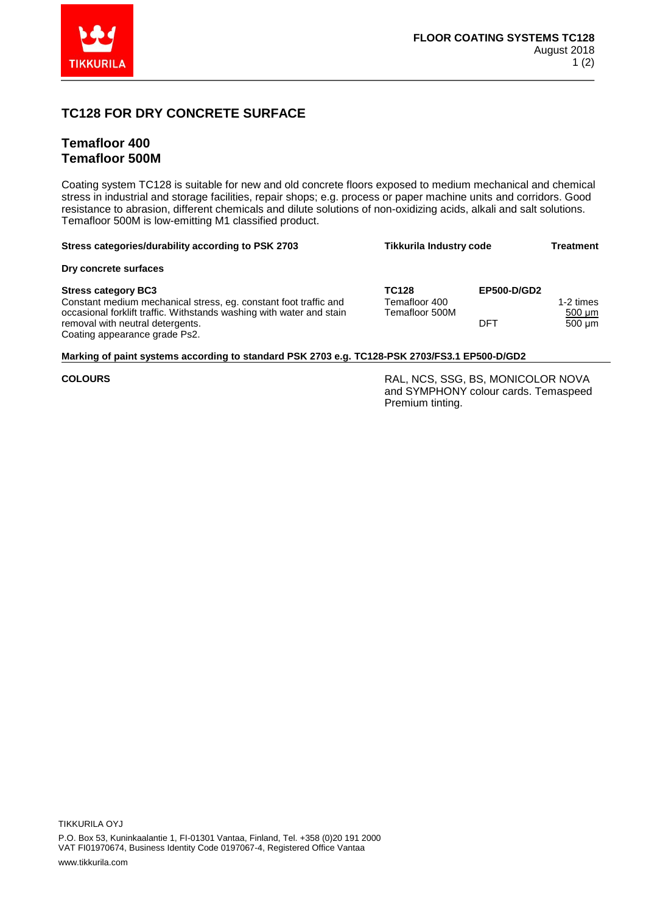# TC128 FOR DRY CONCRETE SURFACE

## Temafloor 400
## Temafloor 500M

Coating system TC128 is suitable for new and old concrete floors exposed to medium mechanical and chemical stress in industrial and storage facilities, repair shops; e.g. process or paper machine units and corridors. Good resistance to abrasion, different chemicals and dilute solutions of non-oxidizing acids, alkali and salt solutions. Temafloor 500M is low-emitting M1 classified product.

| Stress categories/durability according to PSK 2703 | Tikkurila Industry code | | Treatment |
|---|---|---|---|
| **Dry concrete surfaces** | | | |
| **Stress category BC3**<br>Constant medium mechanical stress, eg. constant foot traffic and occasional forklift traffic. Withstands washing with water and stain removal with neutral detergents.<br>Coating appearance grade Ps2. | **TC128**<br>Temafloor 400<br>Temafloor 500M | **EP500-D/GD2**<br><br><br>DFT | <br>1-2 times<br>500 µm<br>500 µm |

**Marking of paint systems according to standard PSK 2703 e.g. TC128-PSK 2703/FS3.1 EP500-D/GD2**

**COLOURS**

RAL, NCS, SSG, BS, MONICOLOR NOVA and SYMPHONY colour cards. Temaspeed Premium tinting.

TIKKURILA OYJ

P.O. Box 53, Kuninkaalantie 1, FI-01301 Vantaa, Finland, Tel. +358 (0)20 191 2000
VAT FI01970674, Business Identity Code 0197067-4, Registered Office Vantaa

www.tikkurila.com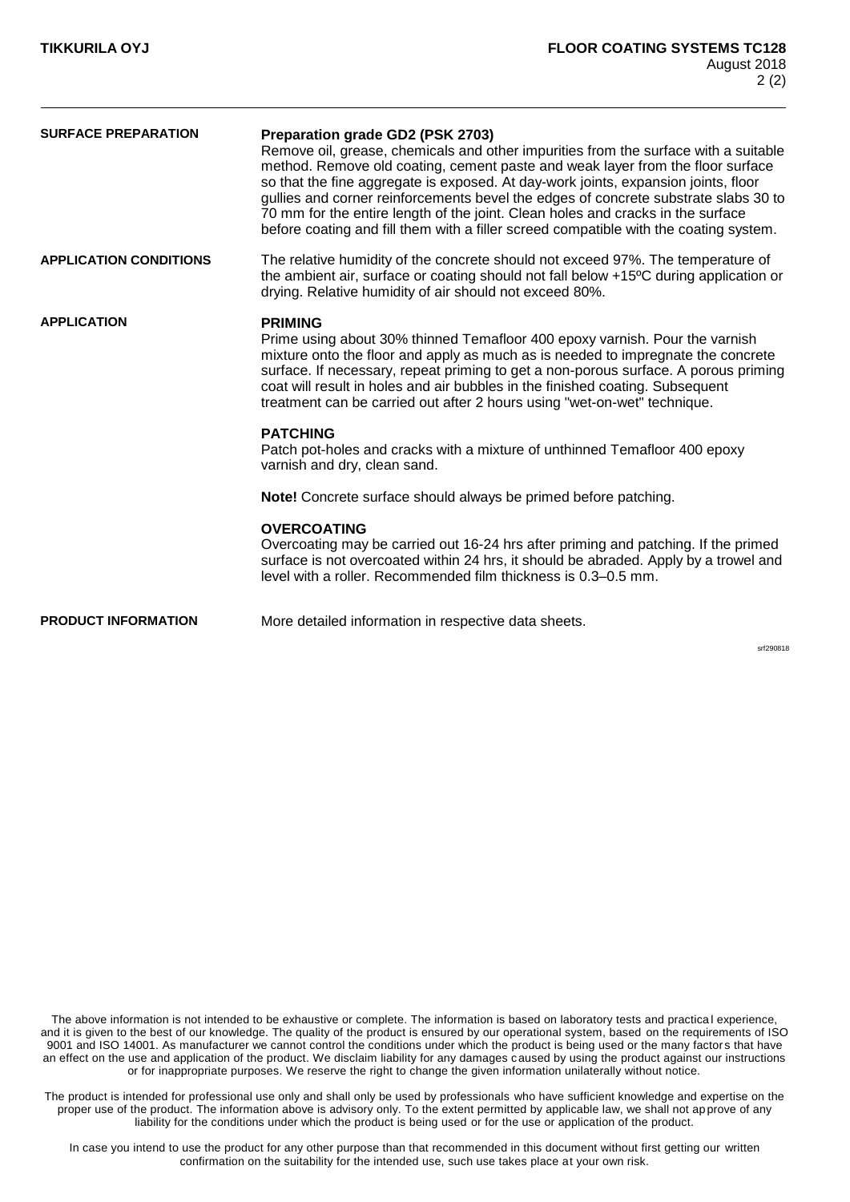**SURFACE PREPARATION**

**Preparation grade GD2 (PSK 2703)**
Remove oil, grease, chemicals and other impurities from the surface with a suitable method. Remove old coating, cement paste and weak layer from the floor surface so that the fine aggregate is exposed. At day-work joints, expansion joints, floor gullies and corner reinforcements bevel the edges of concrete substrate slabs 30 to 70 mm for the entire length of the joint. Clean holes and cracks in the surface before coating and fill them with a filler screed compatible with the coating system.

**APPLICATION CONDITIONS**

The relative humidity of the concrete should not exceed 97%. The temperature of the ambient air, surface or coating should not fall below +15ºC during application or drying. Relative humidity of air should not exceed 80%.

**APPLICATION**

**PRIMING**
Prime using about 30% thinned Temafloor 400 epoxy varnish. Pour the varnish mixture onto the floor and apply as much as is needed to impregnate the concrete surface. If necessary, repeat priming to get a non-porous surface. A porous priming coat will result in holes and air bubbles in the finished coating. Subsequent treatment can be carried out after 2 hours using "wet-on-wet" technique.

**PATCHING**
Patch pot-holes and cracks with a mixture of unthinned Temafloor 400 epoxy varnish and dry, clean sand.

**Note!** Concrete surface should always be primed before patching.

**OVERCOATING**
Overcoating may be carried out 16-24 hrs after priming and patching. If the primed surface is not overcoated within 24 hrs, it should be abraded. Apply by a trowel and level with a roller. Recommended film thickness is 0.3–0.5 mm.

**PRODUCT INFORMATION**

More detailed information in respective data sheets.

srf290818

The above information is not intended to be exhaustive or complete. The information is based on laboratory tests and practical experience, and it is given to the best of our knowledge. The quality of the product is ensured by our operational system, based on the requirements of ISO 9001 and ISO 14001. As manufacturer we cannot control the conditions under which the product is being used or the many factors that have an effect on the use and application of the product. We disclaim liability for any damages caused by using the product against our instructions or for inappropriate purposes. We reserve the right to change the given information unilaterally without notice.

The product is intended for professional use only and shall only be used by professionals who have sufficient knowledge and expertise on the proper use of the product. The information above is advisory only. To the extent permitted by applicable law, we shall not approve of any liability for the conditions under which the product is being used or for the use or application of the product.

In case you intend to use the product for any other purpose than that recommended in this document without first getting our written confirmation on the suitability for the intended use, such use takes place at your own risk.